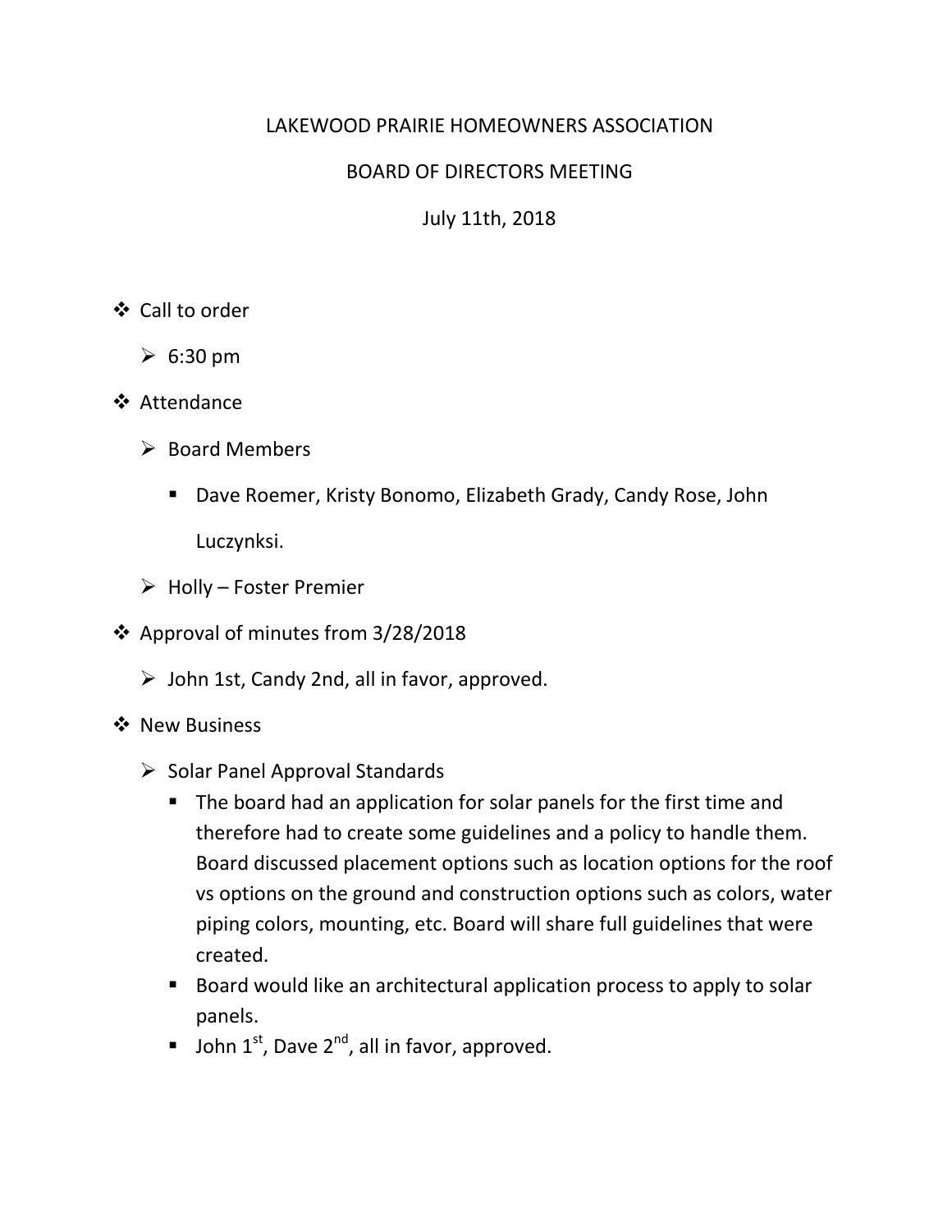# LAKEWOOD PRAIRIE HOMEOWNERS ASSOCIATION

## BOARD OF DIRECTORS MEETING

July 11th, 2018

- Call to order
  - 6:30 pm
- Attendance
  - Board Members
    - Dave Roemer, Kristy Bonomo, Elizabeth Grady, Candy Rose, John Luczynksi.
  - Holly – Foster Premier
- Approval of minutes from 3/28/2018
  - John 1st, Candy 2nd, all in favor, approved.
- New Business
  - Solar Panel Approval Standards
    - The board had an application for solar panels for the first time and therefore had to create some guidelines and a policy to handle them. Board discussed placement options such as location options for the roof vs options on the ground and construction options such as colors, water piping colors, mounting, etc. Board will share full guidelines that were created.
    - Board would like an architectural application process to apply to solar panels.
    - John 1st, Dave 2nd, all in favor, approved.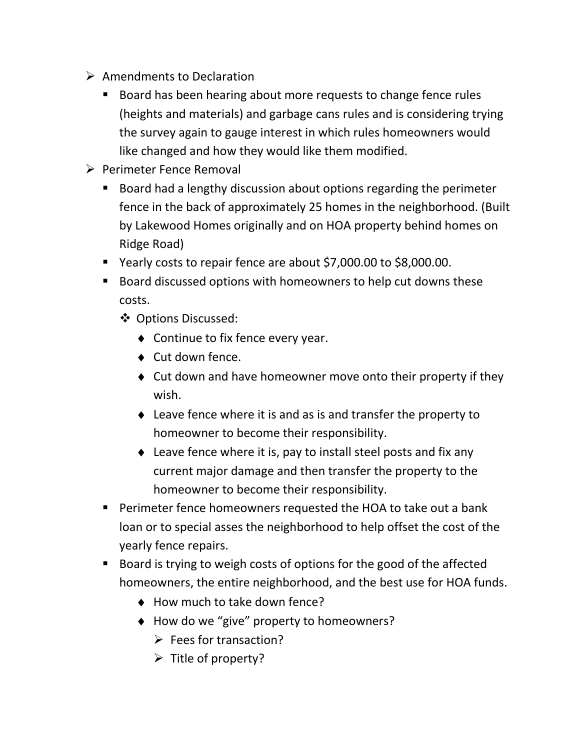- Amendments to Declaration
  - Board has been hearing about more requests to change fence rules (heights and materials) and garbage cans rules and is considering trying the survey again to gauge interest in which rules homeowners would like changed and how they would like them modified.
- Perimeter Fence Removal
  - Board had a lengthy discussion about options regarding the perimeter fence in the back of approximately 25 homes in the neighborhood. (Built by Lakewood Homes originally and on HOA property behind homes on Ridge Road)
  - Yearly costs to repair fence are about $7,000.00 to $8,000.00.
  - Board discussed options with homeowners to help cut downs these costs.
    - Options Discussed:
      - Continue to fix fence every year.
      - Cut down fence.
      - Cut down and have homeowner move onto their property if they wish.
      - Leave fence where it is and as is and transfer the property to homeowner to become their responsibility.
      - Leave fence where it is, pay to install steel posts and fix any current major damage and then transfer the property to the homeowner to become their responsibility.
  - Perimeter fence homeowners requested the HOA to take out a bank loan or to special asses the neighborhood to help offset the cost of the yearly fence repairs.
  - Board is trying to weigh costs of options for the good of the affected homeowners, the entire neighborhood, and the best use for HOA funds.
    - How much to take down fence?
    - How do we "give" property to homeowners?
      - Fees for transaction?
      - Title of property?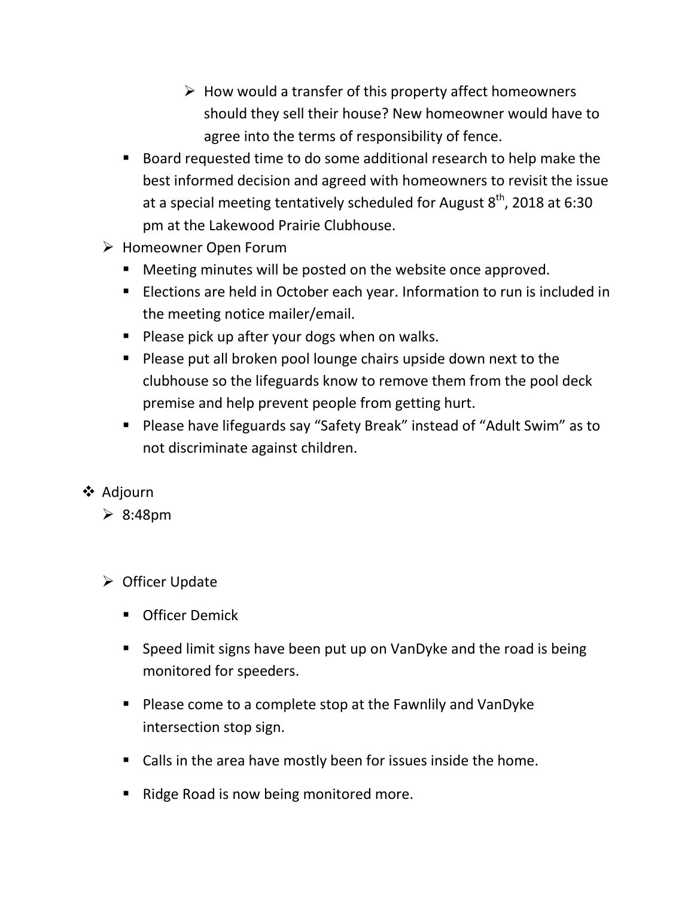- How would a transfer of this property affect homeowners should they sell their house? New homeowner would have to agree into the terms of responsibility of fence.
    - Board requested time to do some additional research to help make the best informed decision and agreed with homeowners to revisit the issue at a special meeting tentatively scheduled for August 8th, 2018 at 6:30 pm at the Lakewood Prairie Clubhouse.
- Homeowner Open Forum
    - Meeting minutes will be posted on the website once approved.
    - Elections are held in October each year. Information to run is included in the meeting notice mailer/email.
    - Please pick up after your dogs when on walks.
    - Please put all broken pool lounge chairs upside down next to the clubhouse so the lifeguards know to remove them from the pool deck premise and help prevent people from getting hurt.
    - Please have lifeguards say "Safety Break" instead of "Adult Swim" as to not discriminate against children.

- Adjourn
    - 8:48pm

    - Officer Update
        - Officer Demick
        - Speed limit signs have been put up on VanDyke and the road is being monitored for speeders.
        - Please come to a complete stop at the Fawnlily and VanDyke intersection stop sign.
        - Calls in the area have mostly been for issues inside the home.
        - Ridge Road is now being monitored more.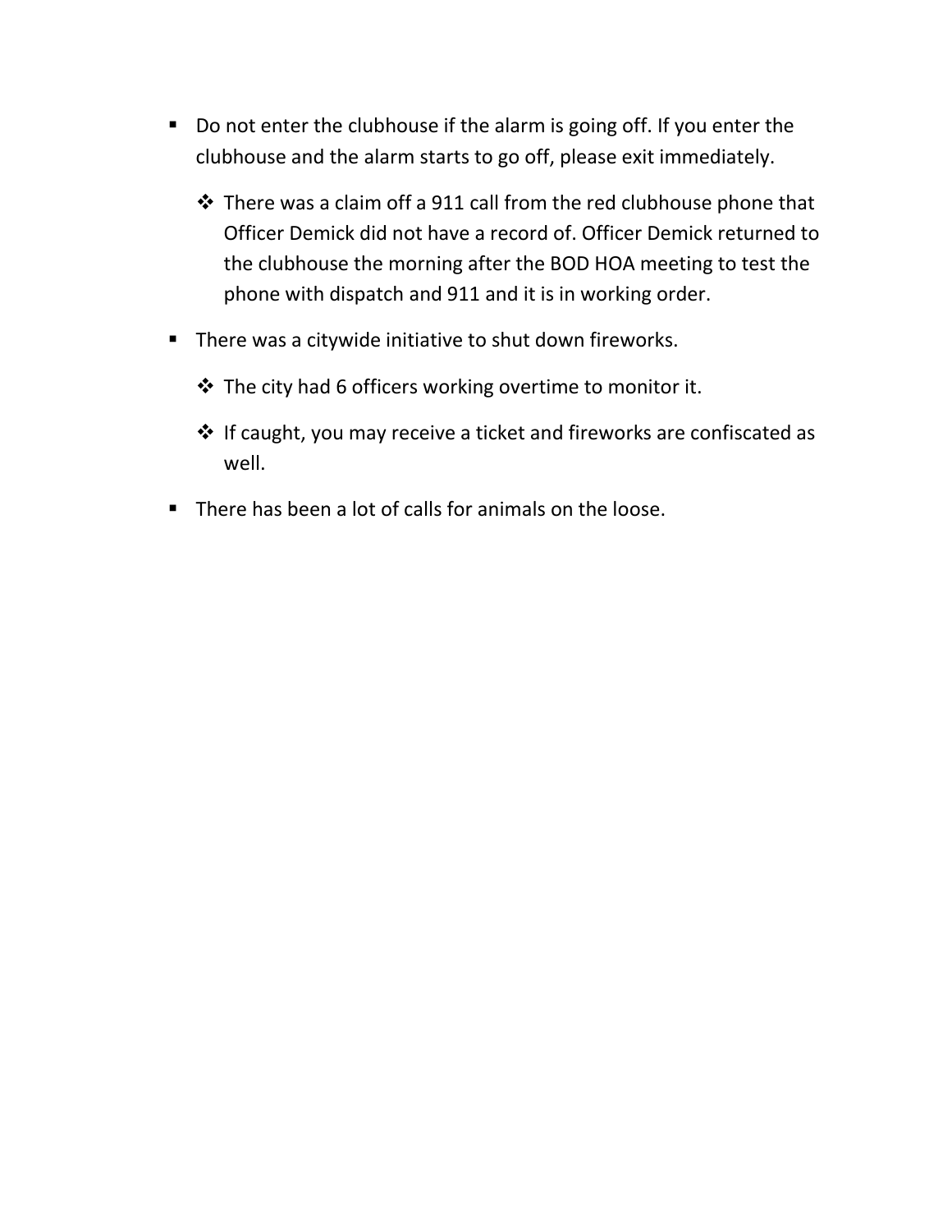- Do not enter the clubhouse if the alarm is going off. If you enter the clubhouse and the alarm starts to go off, please exit immediately.
    - There was a claim off a 911 call from the red clubhouse phone that Officer Demick did not have a record of. Officer Demick returned to the clubhouse the morning after the BOD HOA meeting to test the phone with dispatch and 911 and it is in working order.
- There was a citywide initiative to shut down fireworks.
    - The city had 6 officers working overtime to monitor it.
    - If caught, you may receive a ticket and fireworks are confiscated as well.
- There has been a lot of calls for animals on the loose.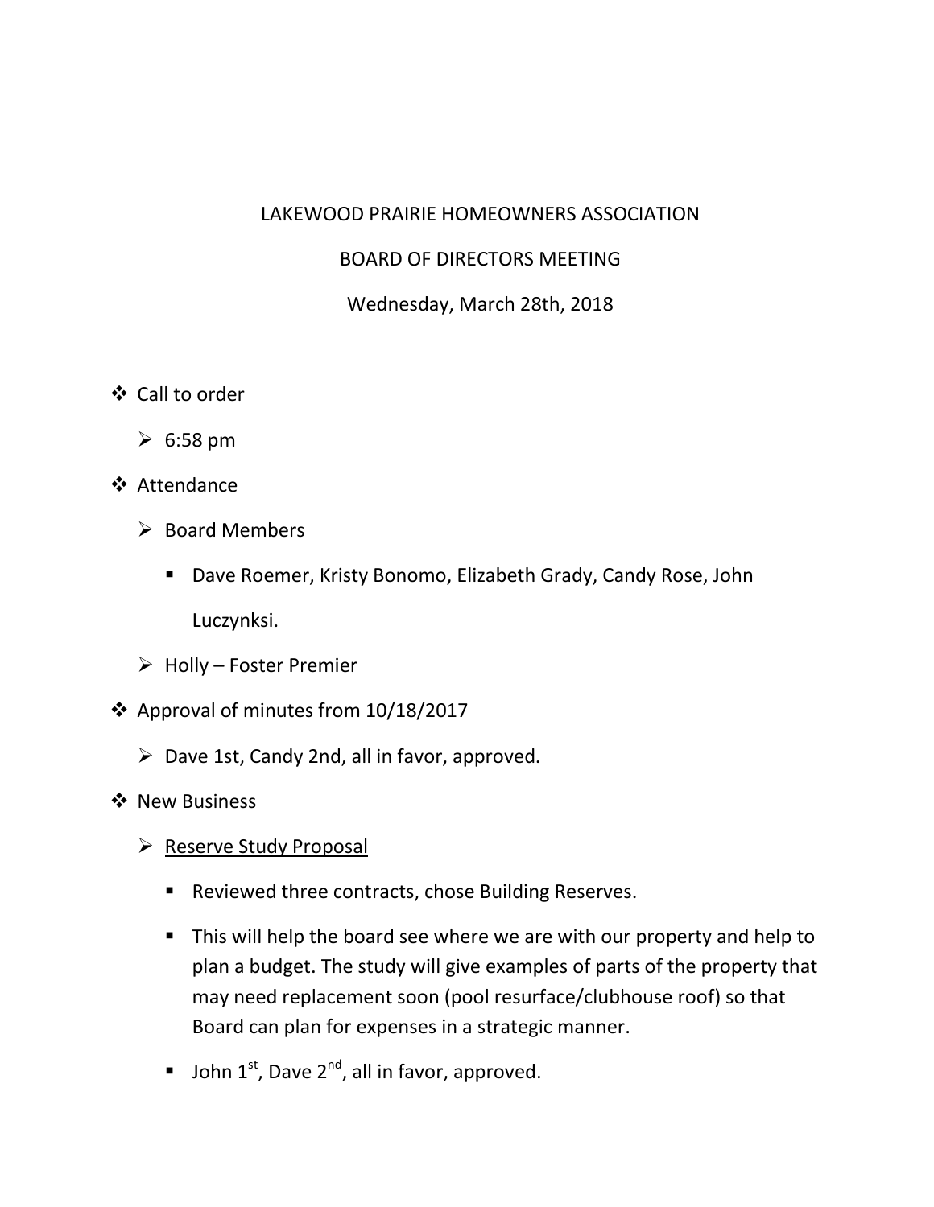LAKEWOOD PRAIRIE HOMEOWNERS ASSOCIATION

BOARD OF DIRECTORS MEETING

Wednesday, March 28th, 2018

- Call to order
  - 6:58 pm
- Attendance
  - Board Members
    - Dave Roemer, Kristy Bonomo, Elizabeth Grady, Candy Rose, John Luczynksi.
  - Holly – Foster Premier
- Approval of minutes from 10/18/2017
  - Dave 1st, Candy 2nd, all in favor, approved.
- New Business
  - <u>Reserve Study Proposal</u>
    - Reviewed three contracts, chose Building Reserves.
    - This will help the board see where we are with our property and help to plan a budget. The study will give examples of parts of the property that may need replacement soon (pool resurface/clubhouse roof) so that Board can plan for expenses in a strategic manner.
    - John 1st, Dave 2nd, all in favor, approved.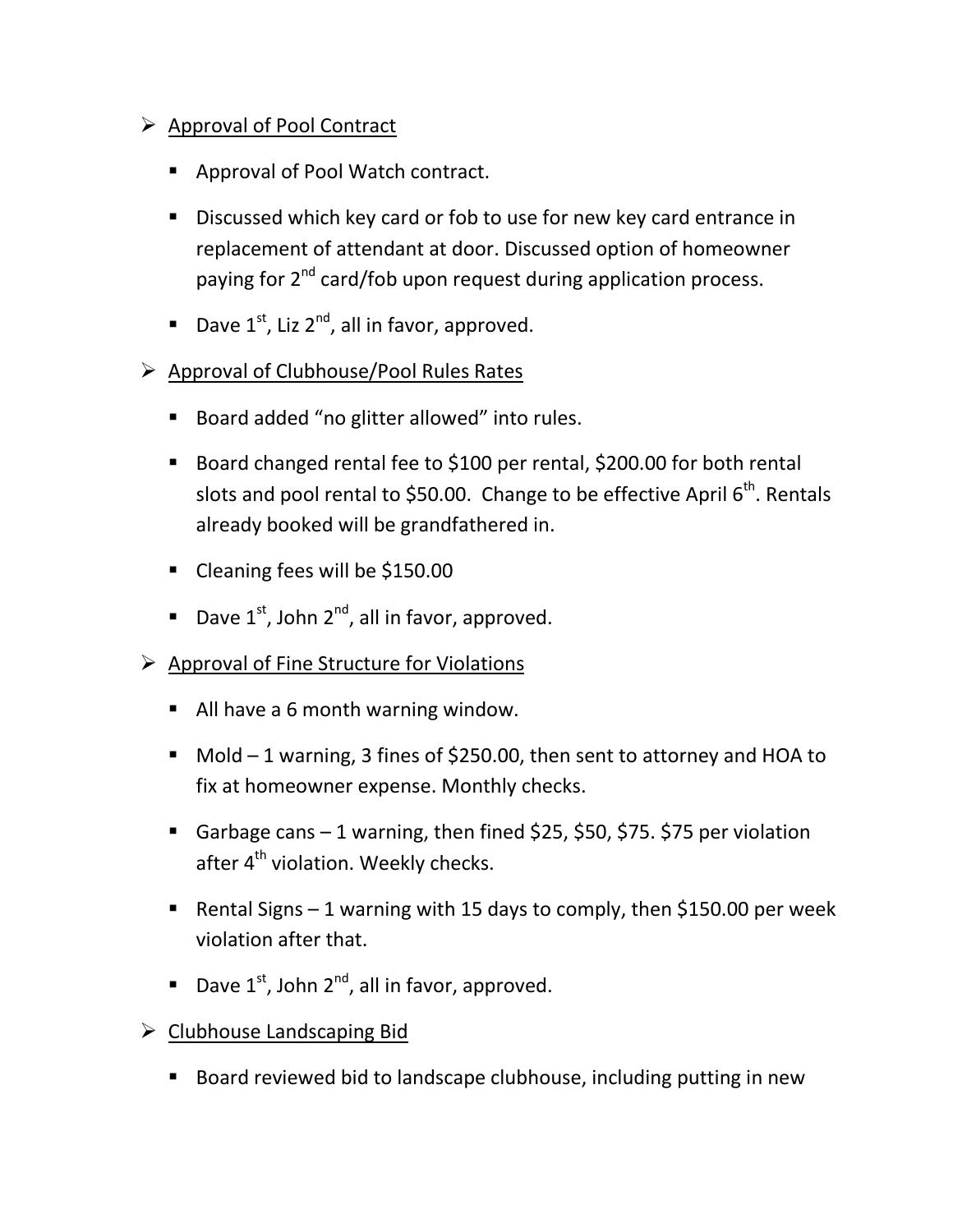- <u>Approval of Pool Contract</u>
  - Approval of Pool Watch contract.
  - Discussed which key card or fob to use for new key card entrance in replacement of attendant at door. Discussed option of homeowner paying for 2nd card/fob upon request during application process.
  - Dave 1st, Liz 2nd, all in favor, approved.
- <u>Approval of Clubhouse/Pool Rules Rates</u>
  - Board added "no glitter allowed" into rules.
  - Board changed rental fee to $100 per rental, $200.00 for both rental slots and pool rental to $50.00. Change to be effective April 6th. Rentals already booked will be grandfathered in.
  - Cleaning fees will be $150.00
  - Dave 1st, John 2nd, all in favor, approved.
- <u>Approval of Fine Structure for Violations</u>
  - All have a 6 month warning window.
  - Mold – 1 warning, 3 fines of $250.00, then sent to attorney and HOA to fix at homeowner expense. Monthly checks.
  - Garbage cans – 1 warning, then fined $25, $50, $75. $75 per violation after 4th violation. Weekly checks.
  - Rental Signs – 1 warning with 15 days to comply, then $150.00 per week violation after that.
  - Dave 1st, John 2nd, all in favor, approved.
- <u>Clubhouse Landscaping Bid</u>
  - Board reviewed bid to landscape clubhouse, including putting in new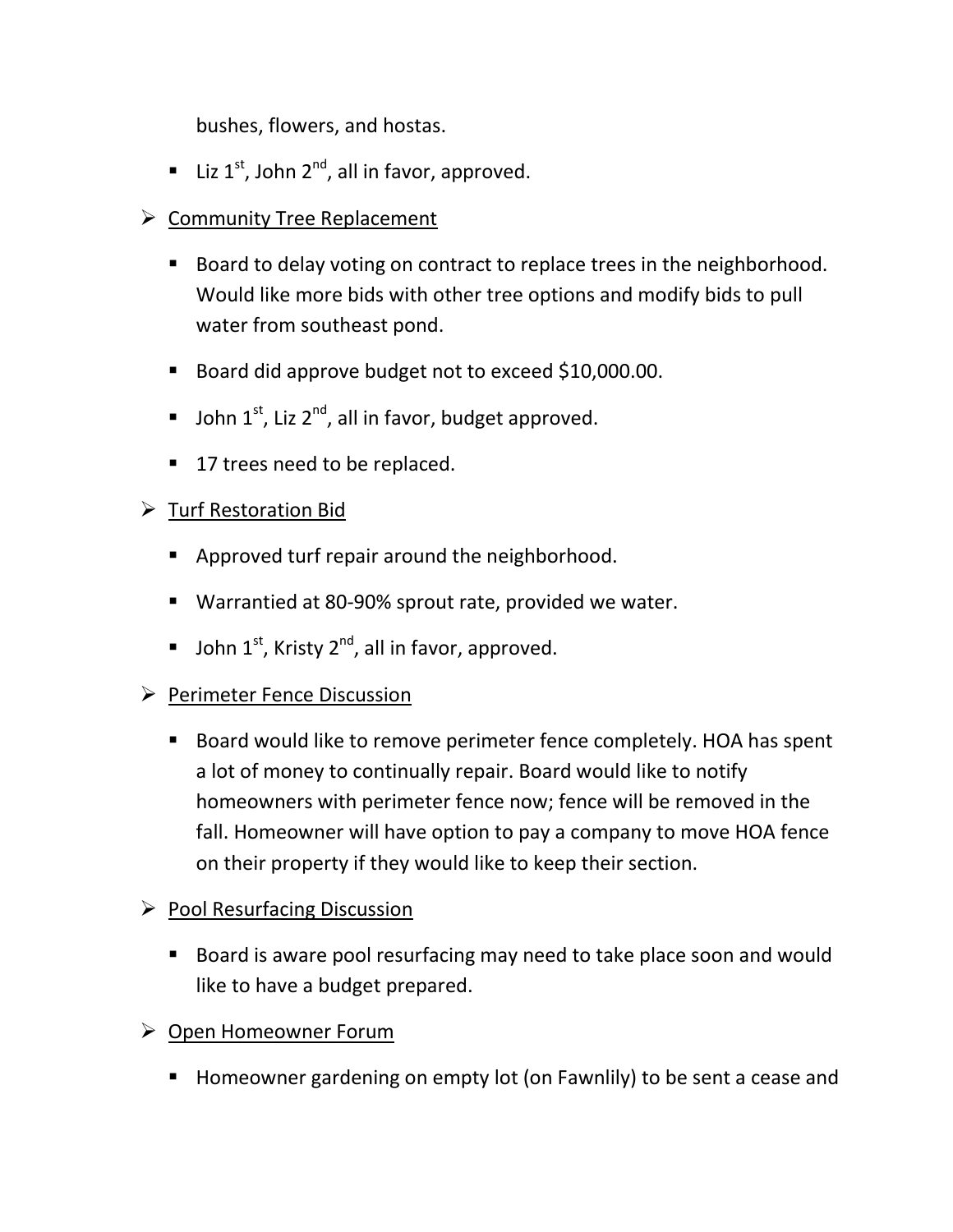bushes, flowers, and hostas.

- Liz 1st, John 2nd, all in favor, approved.

- Community Tree Replacement
  - Board to delay voting on contract to replace trees in the neighborhood. Would like more bids with other tree options and modify bids to pull water from southeast pond.
  - Board did approve budget not to exceed $10,000.00.
  - John 1st, Liz 2nd, all in favor, budget approved.
  - 17 trees need to be replaced.

- Turf Restoration Bid
  - Approved turf repair around the neighborhood.
  - Warrantied at 80-90% sprout rate, provided we water.
  - John 1st, Kristy 2nd, all in favor, approved.

- Perimeter Fence Discussion
  - Board would like to remove perimeter fence completely. HOA has spent a lot of money to continually repair. Board would like to notify homeowners with perimeter fence now; fence will be removed in the fall. Homeowner will have option to pay a company to move HOA fence on their property if they would like to keep their section.

- Pool Resurfacing Discussion
  - Board is aware pool resurfacing may need to take place soon and would like to have a budget prepared.

- Open Homeowner Forum
  - Homeowner gardening on empty lot (on Fawnlily) to be sent a cease and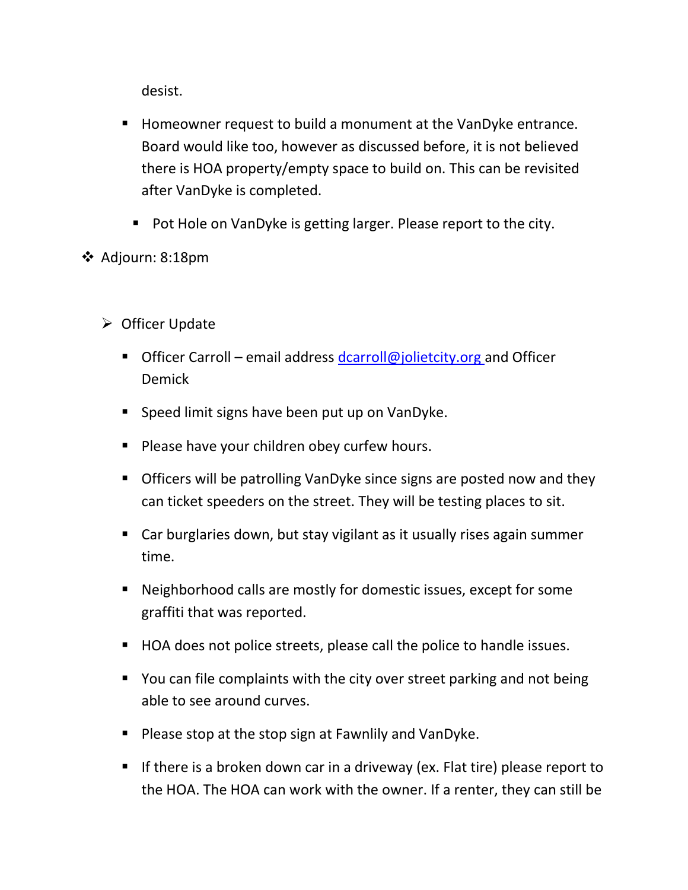desist.

- Homeowner request to build a monument at the VanDyke entrance. Board would like too, however as discussed before, it is not believed there is HOA property/empty space to build on. This can be revisited after VanDyke is completed.
  - Pot Hole on VanDyke is getting larger. Please report to the city.

❖ Adjourn: 8:18pm

- Officer Update
  - Officer Carroll – email address [dcarroll@jolietcity.org](mailto:dcarroll@jolietcity.org) and Officer Demick
  - Speed limit signs have been put up on VanDyke.
  - Please have your children obey curfew hours.
  - Officers will be patrolling VanDyke since signs are posted now and they can ticket speeders on the street. They will be testing places to sit.
  - Car burglaries down, but stay vigilant as it usually rises again summer time.
  - Neighborhood calls are mostly for domestic issues, except for some graffiti that was reported.
  - HOA does not police streets, please call the police to handle issues.
  - You can file complaints with the city over street parking and not being able to see around curves.
  - Please stop at the stop sign at Fawnlily and VanDyke.
  - If there is a broken down car in a driveway (ex. Flat tire) please report to the HOA. The HOA can work with the owner. If a renter, they can still be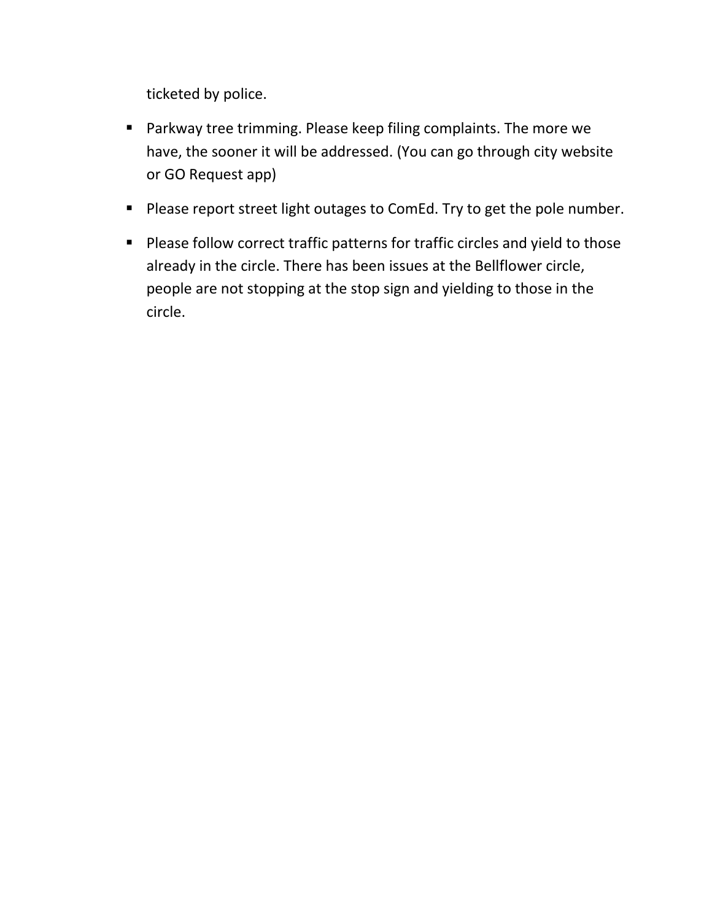ticketed by police.

- Parkway tree trimming. Please keep filing complaints. The more we have, the sooner it will be addressed. (You can go through city website or GO Request app)
- Please report street light outages to ComEd. Try to get the pole number.
- Please follow correct traffic patterns for traffic circles and yield to those already in the circle. There has been issues at the Bellflower circle, people are not stopping at the stop sign and yielding to those in the circle.